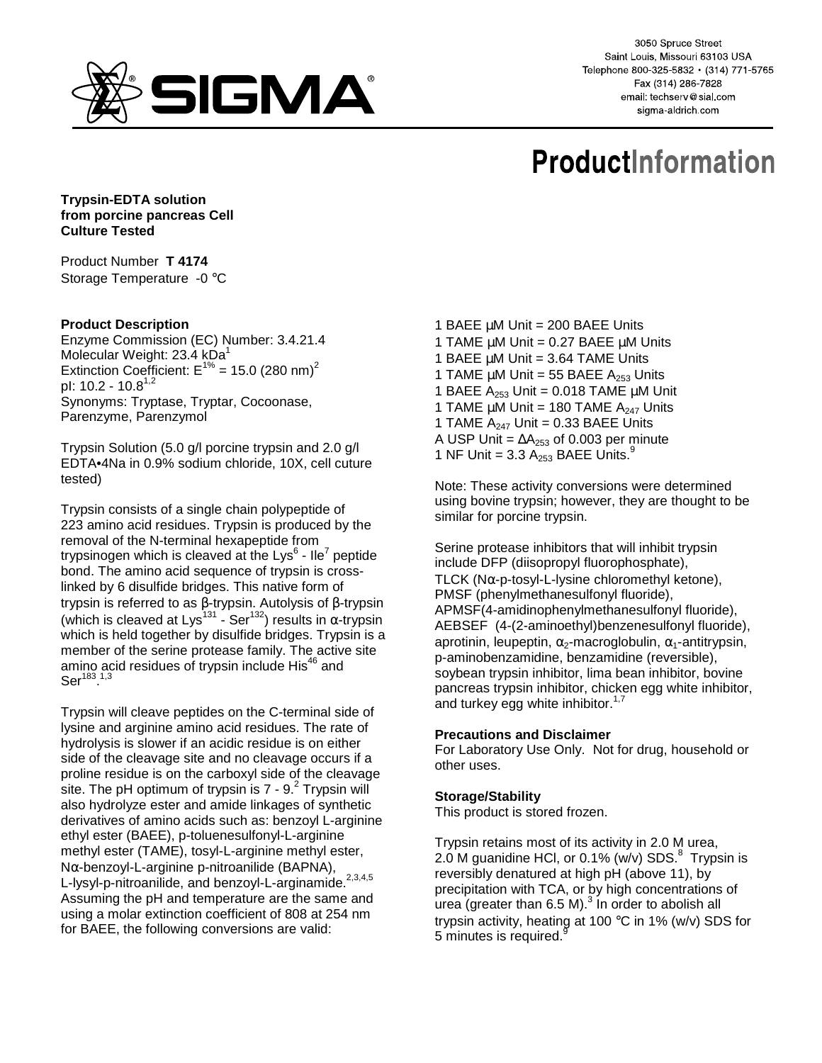3050 Spruce Street
Saint Louis, Missouri 63103 USA
Telephone 800-325-5832 • (314) 771-5765
Fax (314) 286-7828
email: techserv@sial.com
sigma-aldrich.com

# ProductInformation

**Trypsin-EDTA solution from porcine pancreas Cell Culture Tested**

Product Number **T 4174**
Storage Temperature -0 °C

**Product Description**
Enzyme Commission (EC) Number: 3.4.21.4
Molecular Weight: 23.4 kDa[1]
Extinction Coefficient: $E^{1\%} = 15.0$ (280 nm)[2]
pI: 10.2 - 10.8[1,2]
Synonyms: Tryptase, Tryptar, Cocoonase, Parenzyme, Parenzymol

Trypsin Solution (5.0 g/l porcine trypsin and 2.0 g/l EDTA•4Na in 0.9% sodium chloride, 10X, cell cuture tested)

Trypsin consists of a single chain polypeptide of 223 amino acid residues. Trypsin is produced by the removal of the N-terminal hexapeptide from trypsinogen which is cleaved at the $Lys^6$ - $Ile^7$ peptide bond. The amino acid sequence of trypsin is cross-linked by 6 disulfide bridges. This native form of trypsin is referred to as β-trypsin. Autolysis of β-trypsin (which is cleaved at $Lys^{131}$ - $Ser^{132}$) results in α-trypsin which is held together by disulfide bridges. Trypsin is a member of the serine protease family. The active site amino acid residues of trypsin include $His^{46}$ and $Ser^{183}$.[1,3]

Trypsin will cleave peptides on the C-terminal side of lysine and arginine amino acid residues. The rate of hydrolysis is slower if an acidic residue is on either side of the cleavage site and no cleavage occurs if a proline residue is on the carboxyl side of the cleavage site. The pH optimum of trypsin is 7 - 9.[2] Trypsin will also hydrolyze ester and amide linkages of synthetic derivatives of amino acids such as: benzoyl L-arginine ethyl ester (BAEE), p-toluenesulfonyl-L-arginine methyl ester (TAME), tosyl-L-arginine methyl ester, Nα-benzoyl-L-arginine p-nitroanilide (BAPNA), L-lysyl-p-nitroanilide, and benzoyl-L-arginamide.[2,3,4,5] Assuming the pH and temperature are the same and using a molar extinction coefficient of 808 at 254 nm for BAEE, the following conversions are valid:

1 BAEE µM Unit = 200 BAEE Units
1 TAME µM Unit = 0.27 BAEE µM Units
1 BAEE µM Unit = 3.64 TAME Units
1 TAME µM Unit = 55 BAEE $A_{253}$ Units
1 BAEE $A_{253}$ Unit = 0.018 TAME µM Unit
1 TAME µM Unit = 180 TAME $A_{247}$ Units
1 TAME $A_{247}$ Unit = 0.33 BAEE Units
A USP Unit = $\Delta A_{253}$ of 0.003 per minute
1 NF Unit = 3.3 $A_{253}$ BAEE Units.[9]

Note: These activity conversions were determined using bovine trypsin; however, they are thought to be similar for porcine trypsin.

Serine protease inhibitors that will inhibit trypsin include DFP (diisopropyl fluorophosphate), TLCK (Nα-p-tosyl-L-lysine chloromethyl ketone), PMSF (phenylmethanesulfonyl fluoride), APMSF(4-amidinophenylmethanesulfonyl fluoride), AEBSEF (4-(2-aminoethyl)benzenesulfonyl fluoride), aprotinin, leupeptin, $\alpha_2$-macroglobulin, $\alpha_1$-antitrypsin, p-aminobenzamidine, benzamidine (reversible), soybean trypsin inhibitor, lima bean inhibitor, bovine pancreas trypsin inhibitor, chicken egg white inhibitor, and turkey egg white inhibitor.[1,7]

**Precautions and Disclaimer**
For Laboratory Use Only. Not for drug, household or other uses.

**Storage/Stability**
This product is stored frozen.

Trypsin retains most of its activity in 2.0 M urea, 2.0 M guanidine HCl, or 0.1% (w/v) SDS.[8] Trypsin is reversibly denatured at high pH (above 11), by precipitation with TCA, or by high concentrations of urea (greater than 6.5 M).[3] In order to abolish all trypsin activity, heating at 100 °C in 1% (w/v) SDS for 5 minutes is required.[9]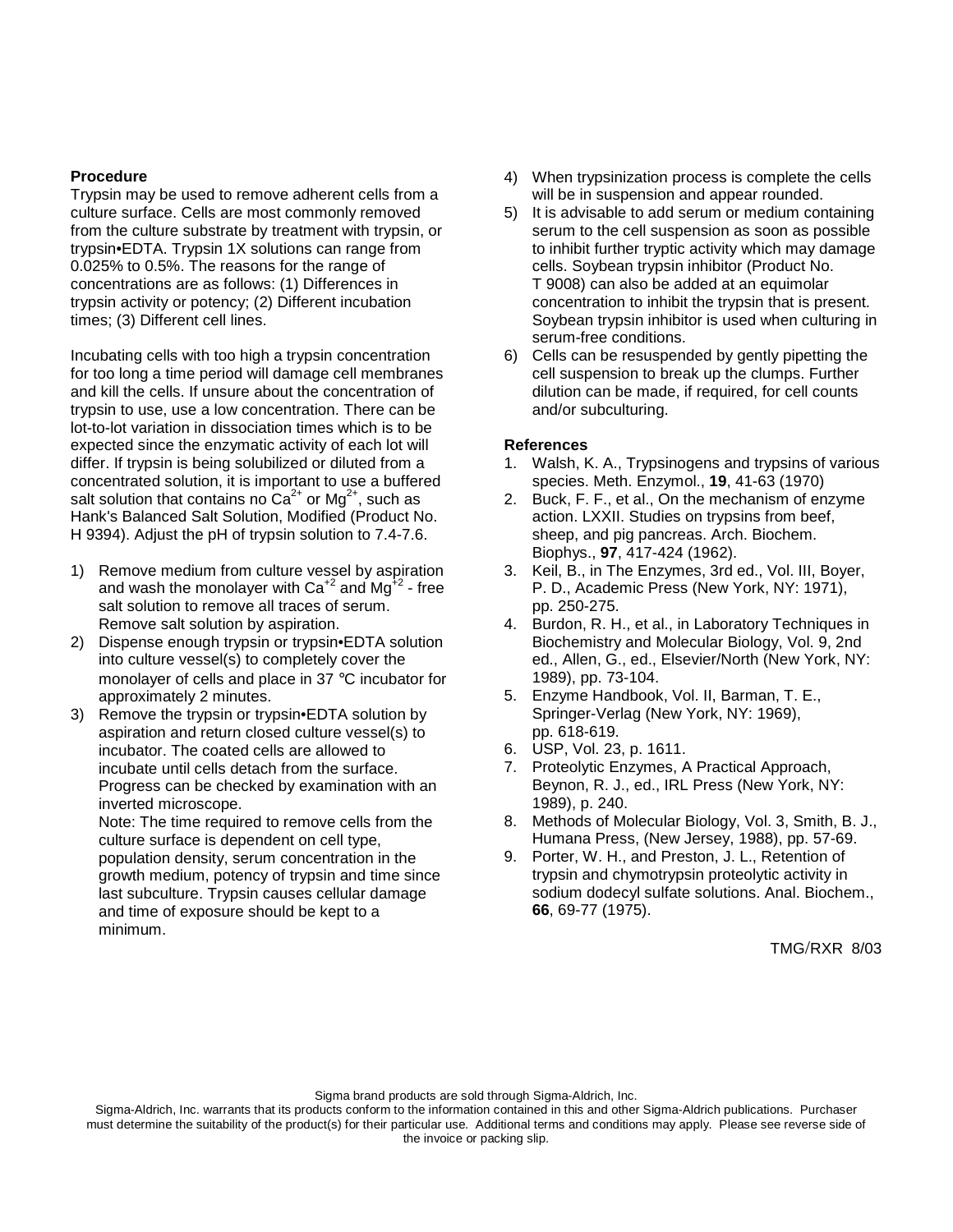### Procedure

Trypsin may be used to remove adherent cells from a culture surface. Cells are most commonly removed from the culture substrate by treatment with trypsin, or trypsin•EDTA. Trypsin 1X solutions can range from 0.025% to 0.5%. The reasons for the range of concentrations are as follows: (1) Differences in trypsin activity or potency; (2) Different incubation times; (3) Different cell lines.

Incubating cells with too high a trypsin concentration for too long a time period will damage cell membranes and kill the cells. If unsure about the concentration of trypsin to use, use a low concentration. There can be lot-to-lot variation in dissociation times which is to be expected since the enzymatic activity of each lot will differ. If trypsin is being solubilized or diluted from a concentrated solution, it is important to use a buffered salt solution that contains no $Ca^{2+}$ or $Mg^{2+}$, such as Hank's Balanced Salt Solution, Modified (Product No. H 9394). Adjust the pH of trypsin solution to 7.4-7.6.

1) Remove medium from culture vessel by aspiration and wash the monolayer with $Ca^{+2}$ and $Mg^{+2}$ - free salt solution to remove all traces of serum. Remove salt solution by aspiration.
2) Dispense enough trypsin or trypsin•EDTA solution into culture vessel(s) to completely cover the monolayer of cells and place in 37 °C incubator for approximately 2 minutes.
3) Remove the trypsin or trypsin•EDTA solution by aspiration and return closed culture vessel(s) to incubator. The coated cells are allowed to incubate until cells detach from the surface. Progress can be checked by examination with an inverted microscope.
   Note: The time required to remove cells from the culture surface is dependent on cell type, population density, serum concentration in the growth medium, potency of trypsin and time since last subculture. Trypsin causes cellular damage and time of exposure should be kept to a minimum.
4) When trypsinization process is complete the cells will be in suspension and appear rounded.
5) It is advisable to add serum or medium containing serum to the cell suspension as soon as possible to inhibit further tryptic activity which may damage cells. Soybean trypsin inhibitor (Product No. T 9008) can also be added at an equimolar concentration to inhibit the trypsin that is present. Soybean trypsin inhibitor is used when culturing in serum-free conditions.
6) Cells can be resuspended by gently pipetting the cell suspension to break up the clumps. Further dilution can be made, if required, for cell counts and/or subculturing.

### References

1. Walsh, K. A., Trypsinogens and trypsins of various species. Meth. Enzymol., **19**, 41-63 (1970)
2. Buck, F. F., et al., On the mechanism of enzyme action. LXXII. Studies on trypsins from beef, sheep, and pig pancreas. Arch. Biochem. Biophys., **97**, 417-424 (1962).
3. Keil, B., in The Enzymes, 3rd ed., Vol. III, Boyer, P. D., Academic Press (New York, NY: 1971), pp. 250-275.
4. Burdon, R. H., et al., in Laboratory Techniques in Biochemistry and Molecular Biology, Vol. 9, 2nd ed., Allen, G., ed., Elsevier/North (New York, NY: 1989), pp. 73-104.
5. Enzyme Handbook, Vol. II, Barman, T. E., Springer-Verlag (New York, NY: 1969), pp. 618-619.
6. USP, Vol. 23, p. 1611.
7. Proteolytic Enzymes, A Practical Approach, Beynon, R. J., ed., IRL Press (New York, NY: 1989), p. 240.
8. Methods of Molecular Biology, Vol. 3, Smith, B. J., Humana Press, (New Jersey, 1988), pp. 57-69.
9. Porter, W. H., and Preston, J. L., Retention of trypsin and chymotrypsin proteolytic activity in sodium dodecyl sulfate solutions. Anal. Biochem., **66**, 69-77 (1975).

TMG/RXR 8/03

Sigma brand products are sold through Sigma-Aldrich, Inc.
Sigma-Aldrich, Inc. warrants that its products conform to the information contained in this and other Sigma-Aldrich publications. Purchaser must determine the suitability of the product(s) for their particular use. Additional terms and conditions may apply. Please see reverse side of the invoice or packing slip.